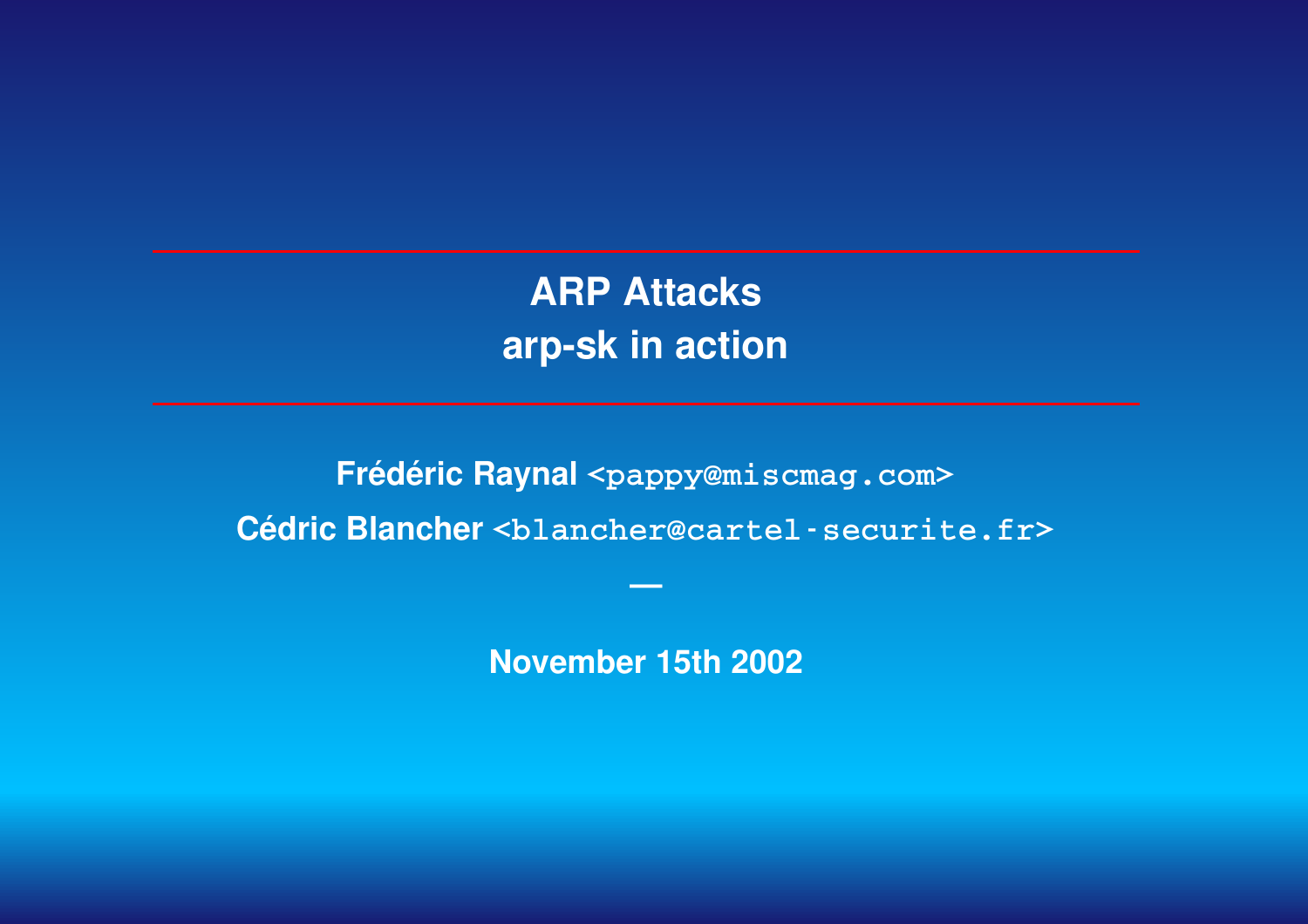# ARP Attacks
# arp-sk in action

**Frédéric Raynal** <pappy@miscmag.com>

**Cédric Blancher** <blancher@cartel-securite.fr>

—

**November 15th 2002**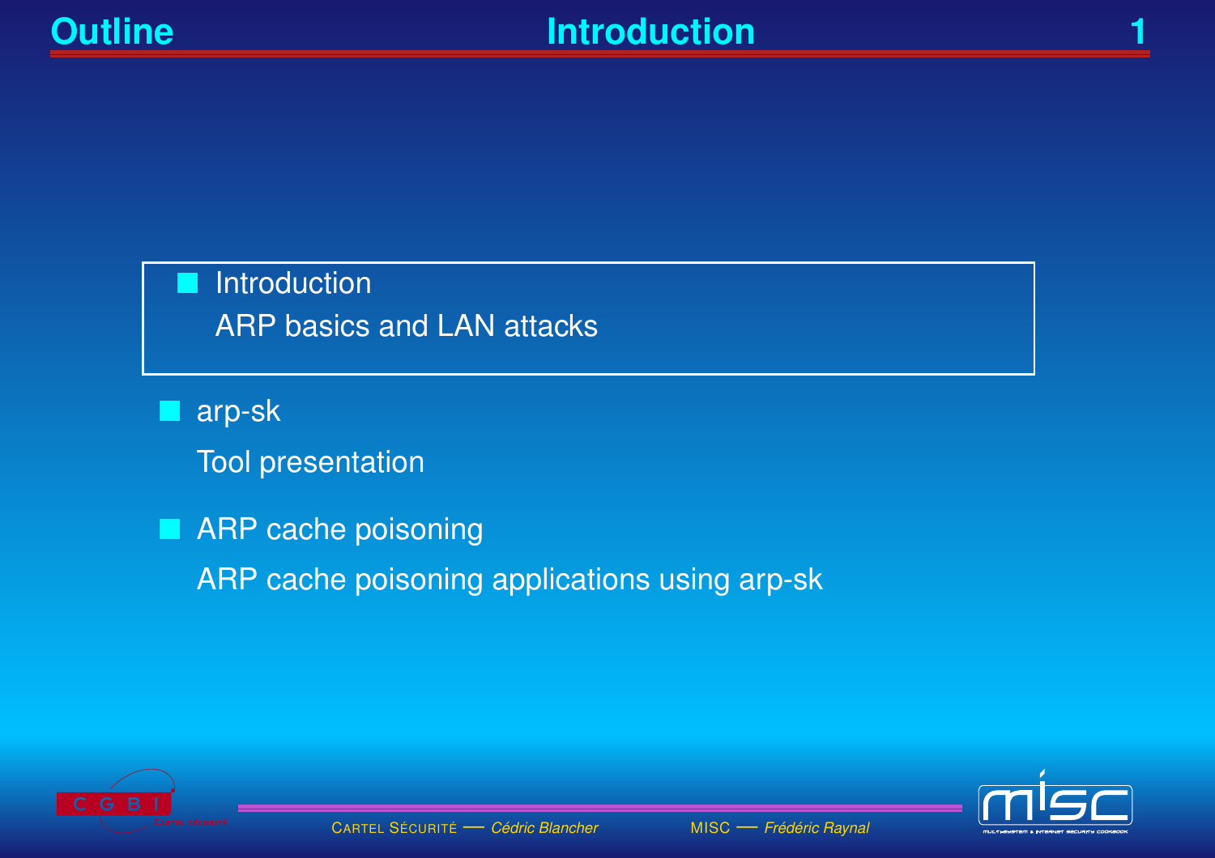# Outline

- **Introduction**

  ARP basics and LAN attacks

- **arp-sk**

  Tool presentation

- **ARP cache poisoning**

  ARP cache poisoning applications using arp-sk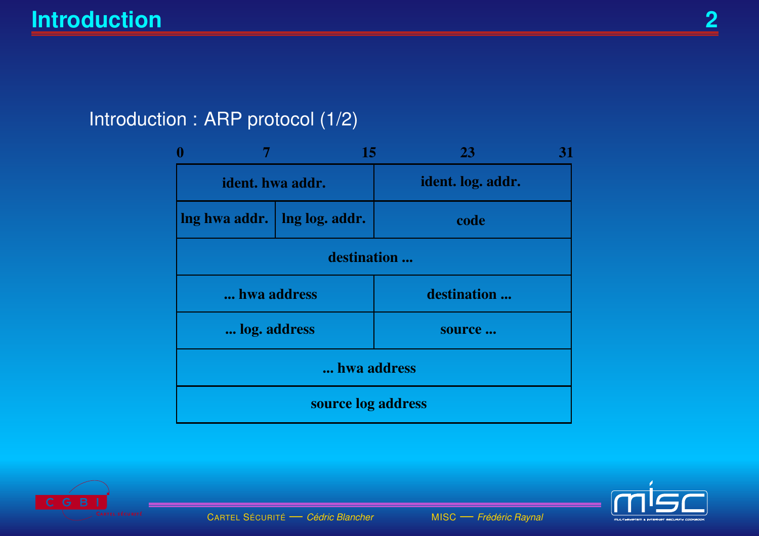Introduction : ARP protocol (1/2)

| 0 | 7 | 15 | 23 | 31 |
|---|---|---|---|---|
| ident. hwa addr. | | ident. log. addr. | | |
| lng hwa addr. | lng log. addr. | code | | |
| destination ... | | | | |
| ... hwa address | | destination ... | | |
| ... log. address | | source ... | | |
| ... hwa address | | | | |
| source log address | | | | |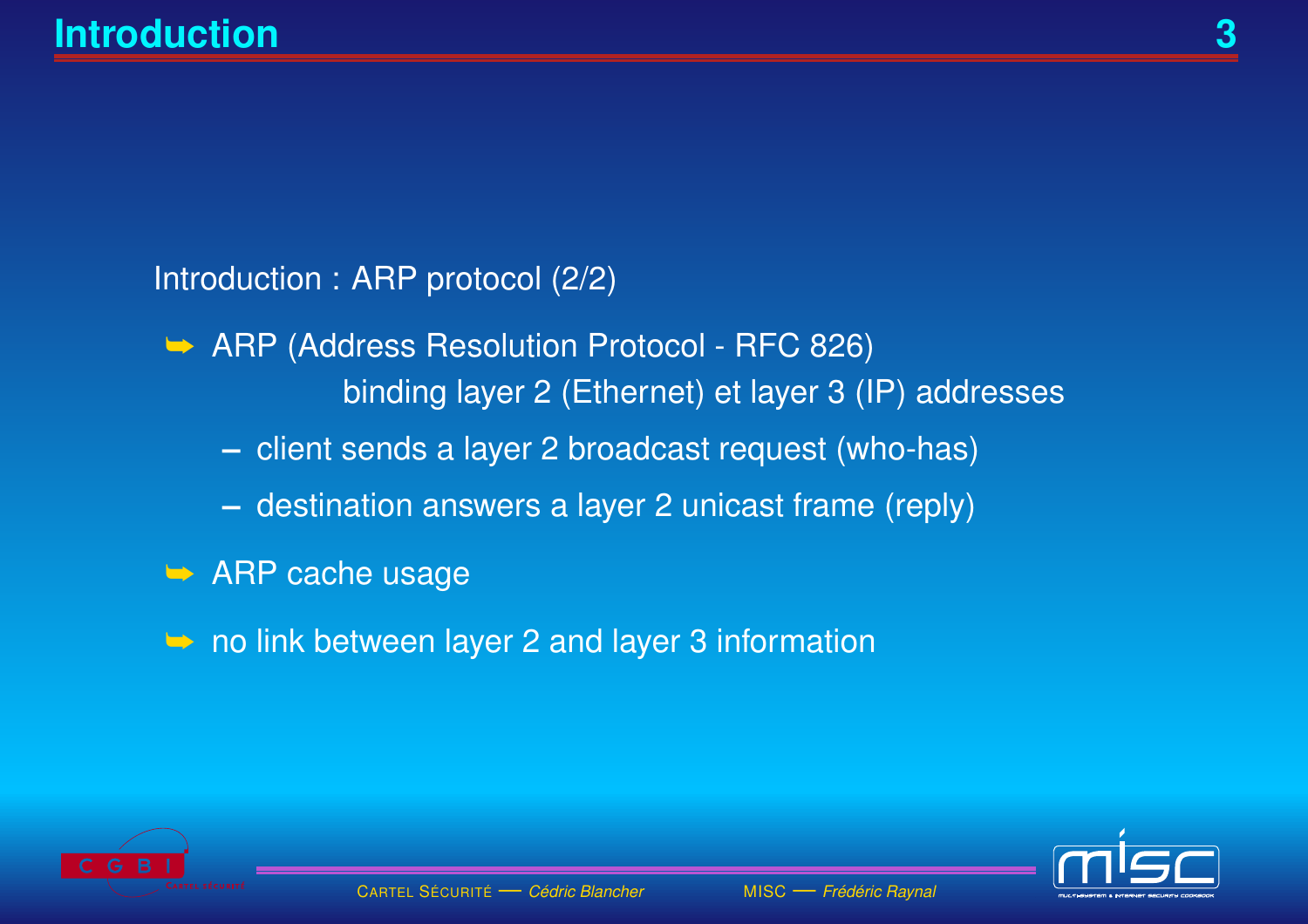## Introduction

Introduction : ARP protocol (2/2)

- ARP (Address Resolution Protocol - RFC 826)
  binding layer 2 (Ethernet) et layer 3 (IP) addresses
  - client sends a layer 2 broadcast request (who-has)
  - destination answers a layer 2 unicast frame (reply)
- ARP cache usage
- no link between layer 2 and layer 3 information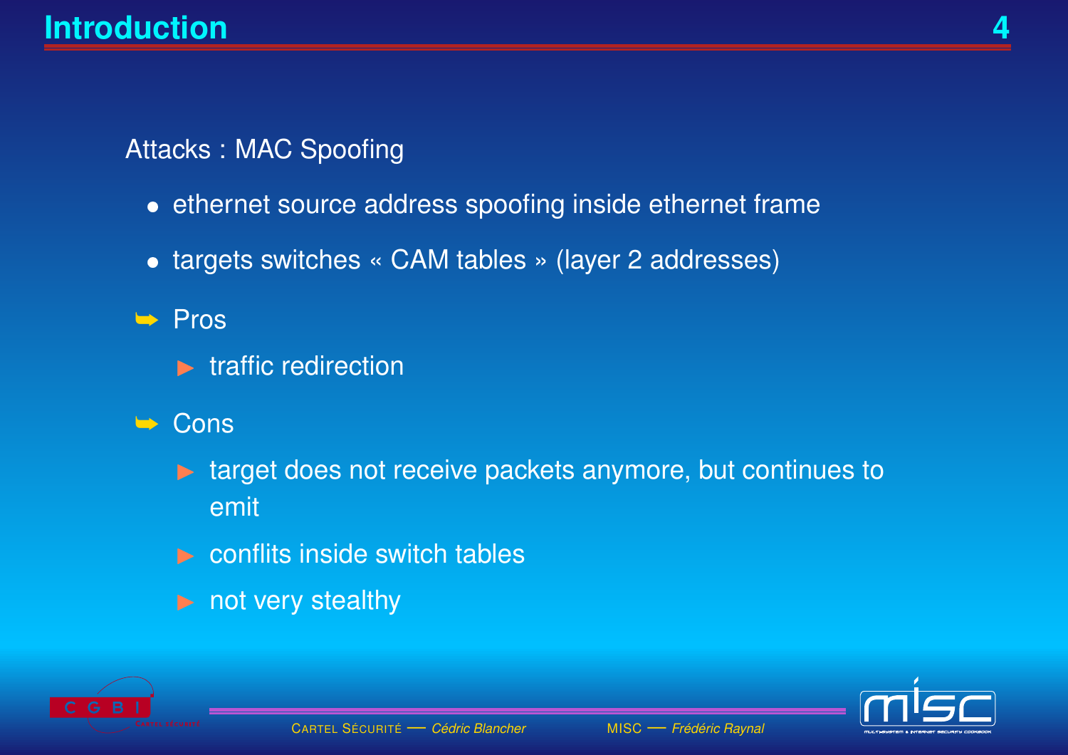# Introduction

Attacks : MAC Spoofing

- ethernet source address spoofing inside ethernet frame
- targets switches « CAM tables » (layer 2 addresses)

➥ Pros

- traffic redirection

➥ Cons

- target does not receive packets anymore, but continues to emit
- conflits inside switch tables
- not very stealthy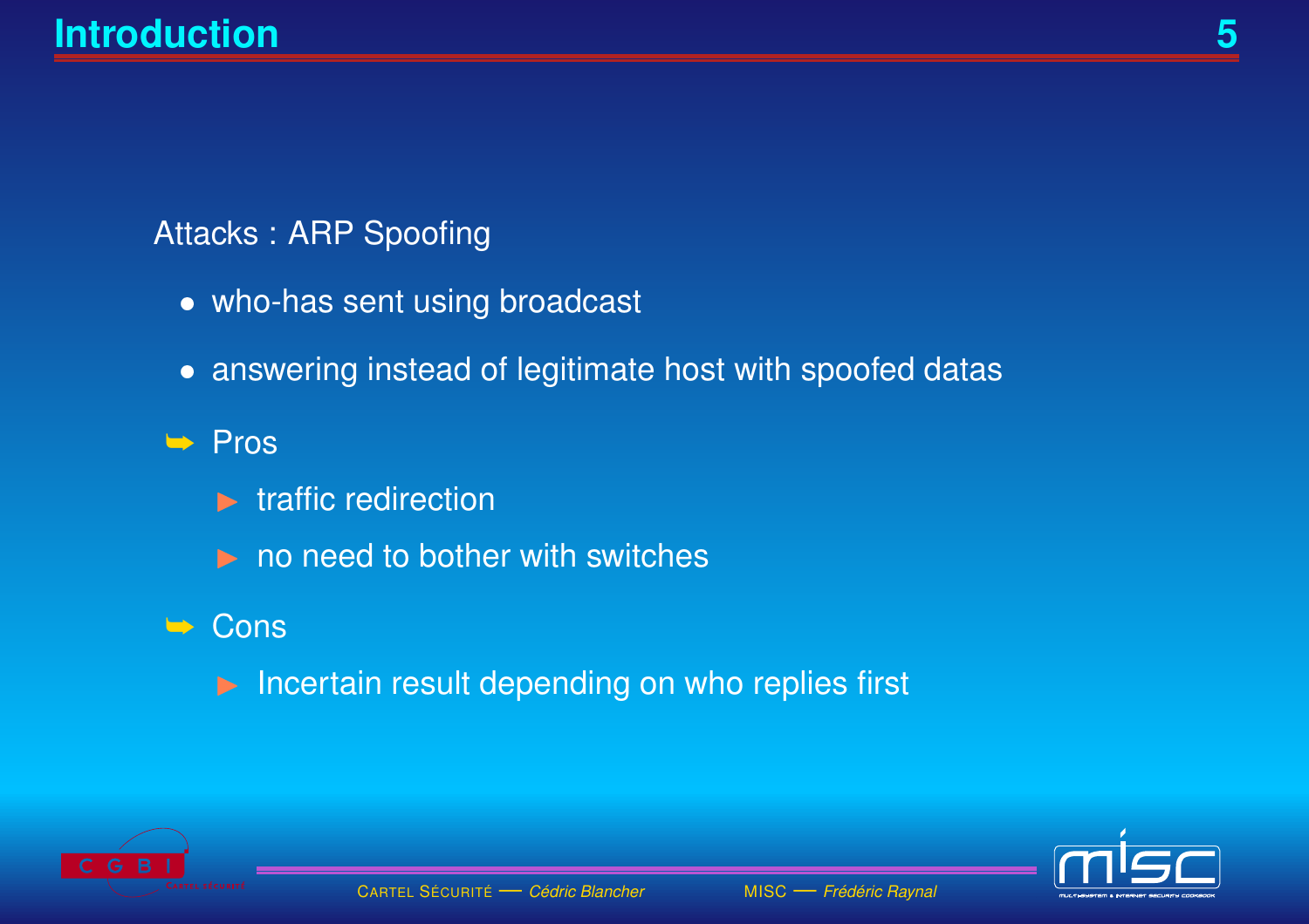## Introduction

Attacks : ARP Spoofing

- who-has sent using broadcast
- answering instead of legitimate host with spoofed datas

➥ Pros

- traffic redirection
- no need to bother with switches

➥ Cons

- Incertain result depending on who replies first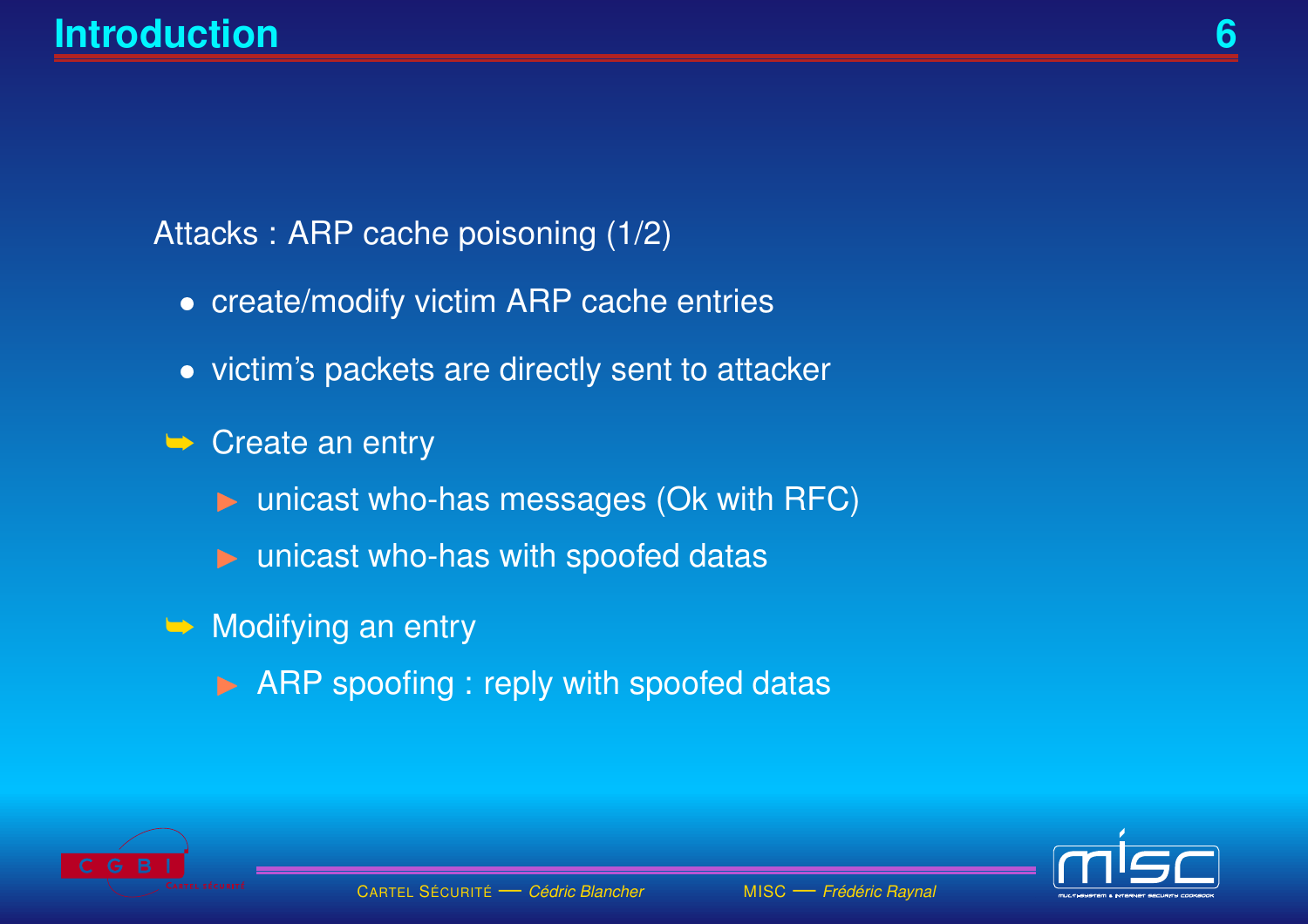## Introduction

Attacks : ARP cache poisoning (1/2)

- create/modify victim ARP cache entries
- victim's packets are directly sent to attacker

➥ Create an entry

- unicast who-has messages (Ok with RFC)
- unicast who-has with spoofed datas

➥ Modifying an entry

- ARP spoofing : reply with spoofed datas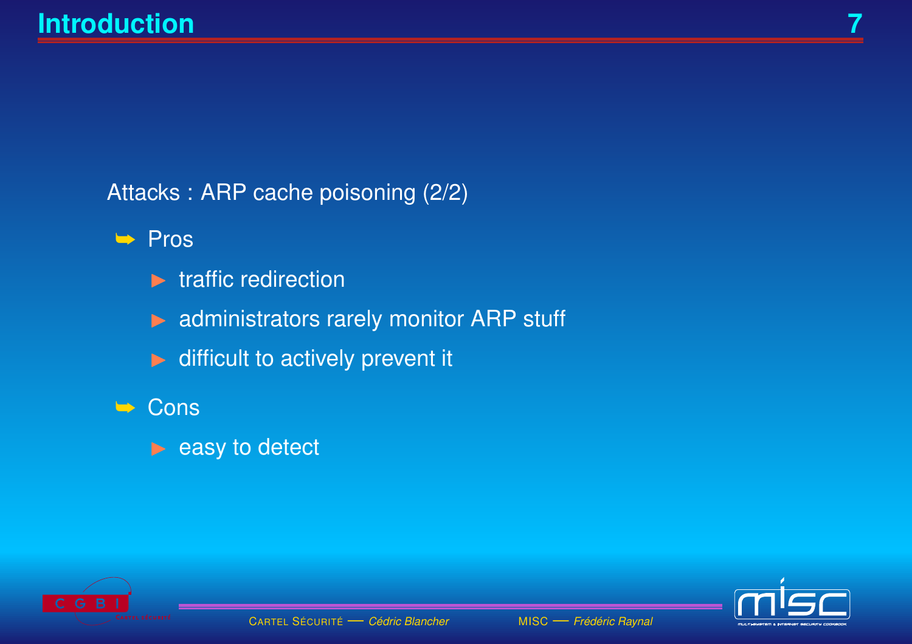## Introduction

Attacks : ARP cache poisoning (2/2)

- Pros
  - traffic redirection
  - administrators rarely monitor ARP stuff
  - difficult to actively prevent it
- Cons
  - easy to detect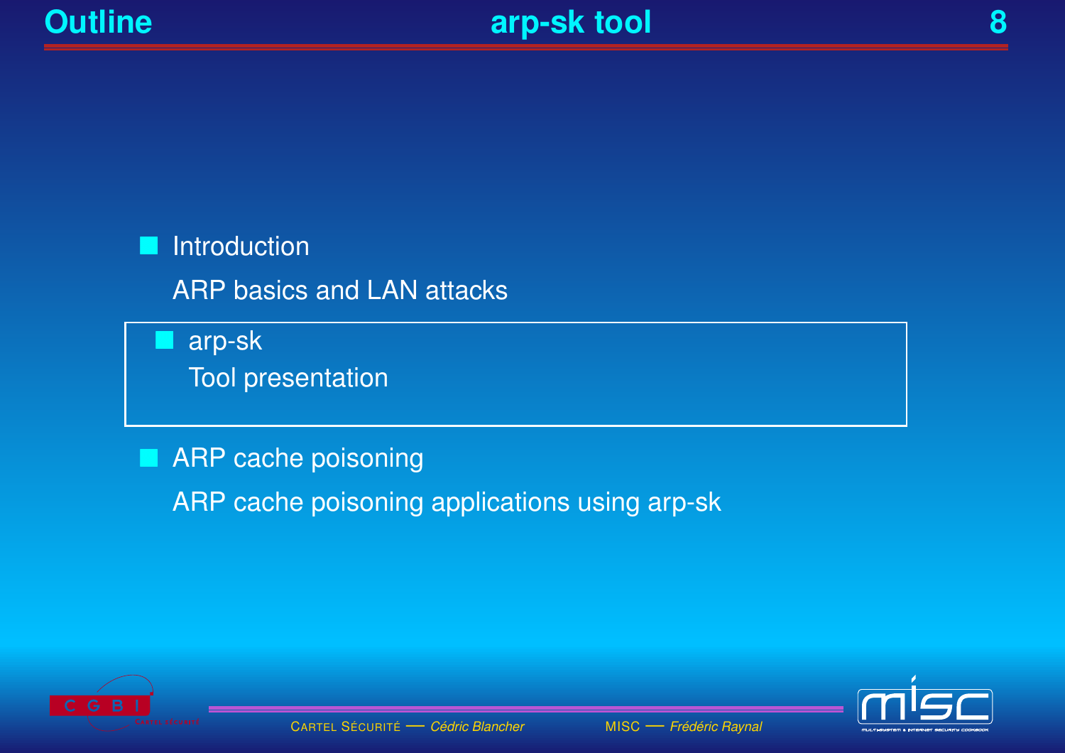# Outline

- Introduction

  ARP basics and LAN attacks

- arp-sk

  Tool presentation

- ARP cache poisoning

  ARP cache poisoning applications using arp-sk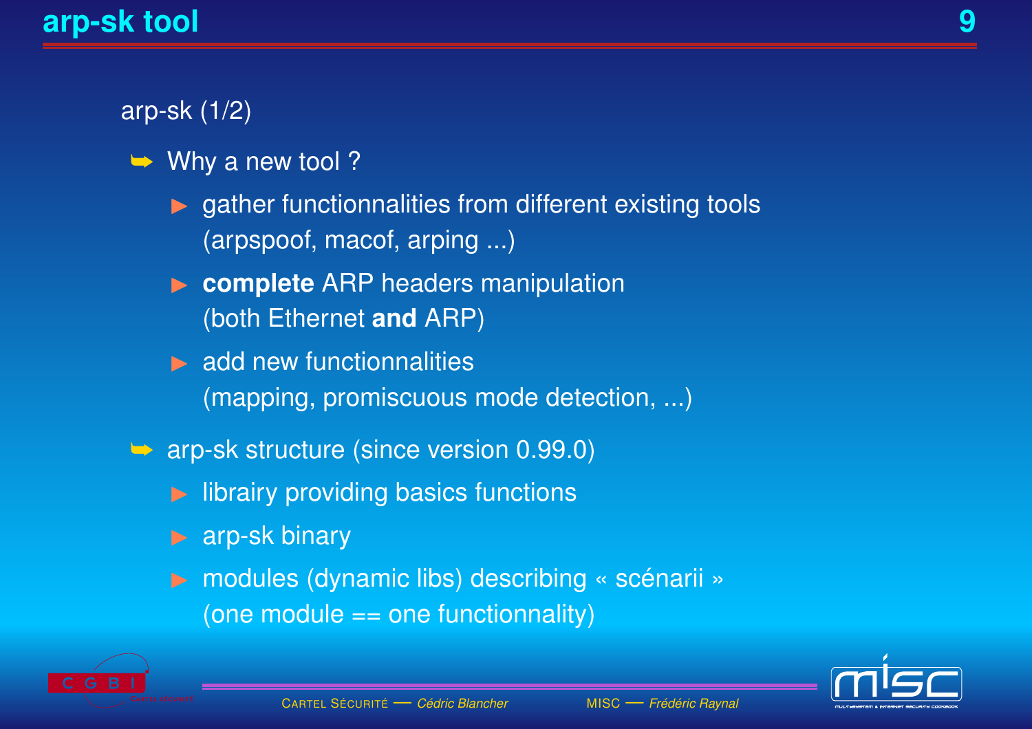# arp-sk tool

arp-sk (1/2)

- Why a new tool ?
  - gather functionnalities from different existing tools (arpspoof, macof, arping ...)
  - **complete** ARP headers manipulation (both Ethernet **and** ARP)
  - add new functionnalities (mapping, promiscuous mode detection, ...)
- arp-sk structure (since version 0.99.0)
  - librairy providing basics functions
  - arp-sk binary
  - modules (dynamic libs) describing « scénarii » (one module == one functionnality)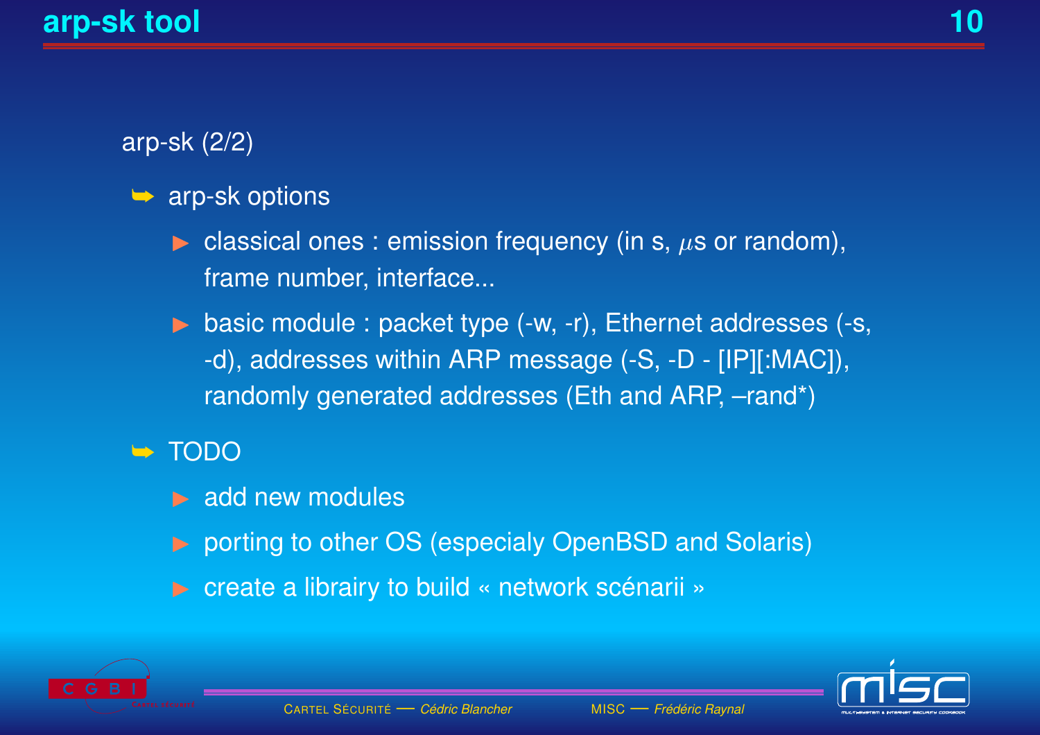# arp-sk tool

arp-sk (2/2)

- arp-sk options
  - classical ones : emission frequency (in s, $\mu$s or random), frame number, interface...
  - basic module : packet type (-w, -r), Ethernet addresses (-s, -d), addresses within ARP message (-S, -D - [IP][:MAC]), randomly generated addresses (Eth and ARP, –rand*)
- TODO
  - add new modules
  - porting to other OS (especialy OpenBSD and Solaris)
  - create a librairy to build « network scénarii »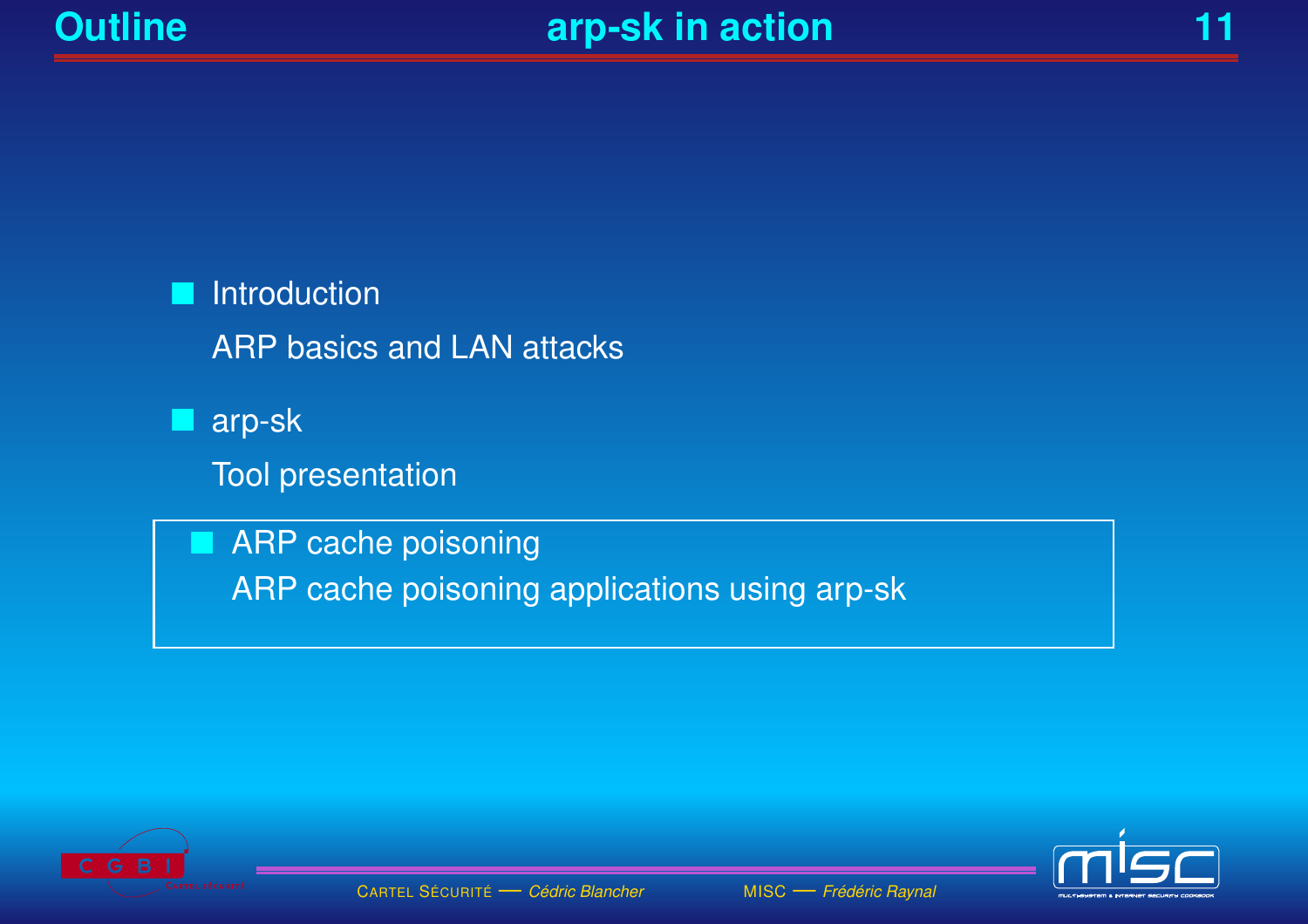# Outline

- **Introduction**

  ARP basics and LAN attacks

- **arp-sk**

  Tool presentation

- **ARP cache poisoning**

  ARP cache poisoning applications using arp-sk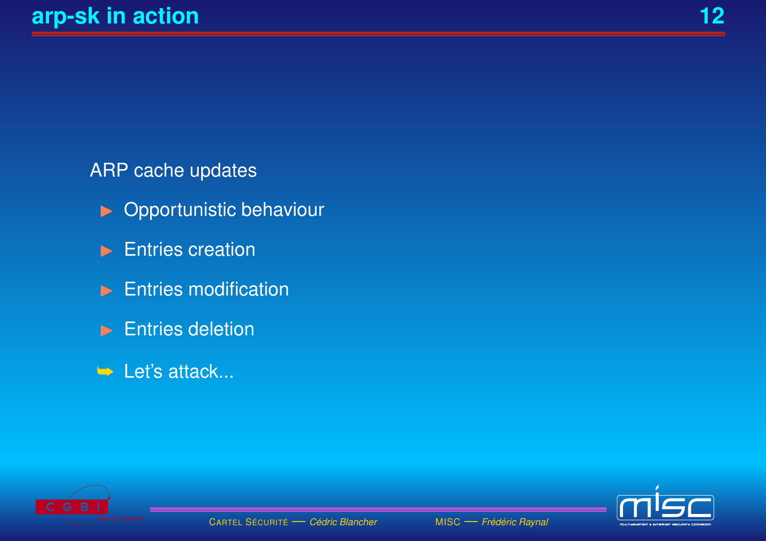# arp-sk in action

ARP cache updates

- Opportunistic behaviour
- Entries creation
- Entries modification
- Entries deletion

➥ Let's attack...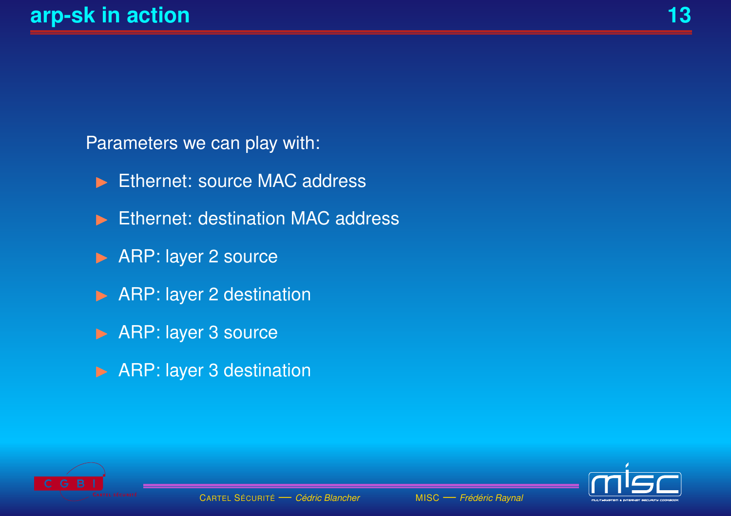# arp-sk in action

Parameters we can play with:

- Ethernet: source MAC address
- Ethernet: destination MAC address
- ARP: layer 2 source
- ARP: layer 2 destination
- ARP: layer 3 source
- ARP: layer 3 destination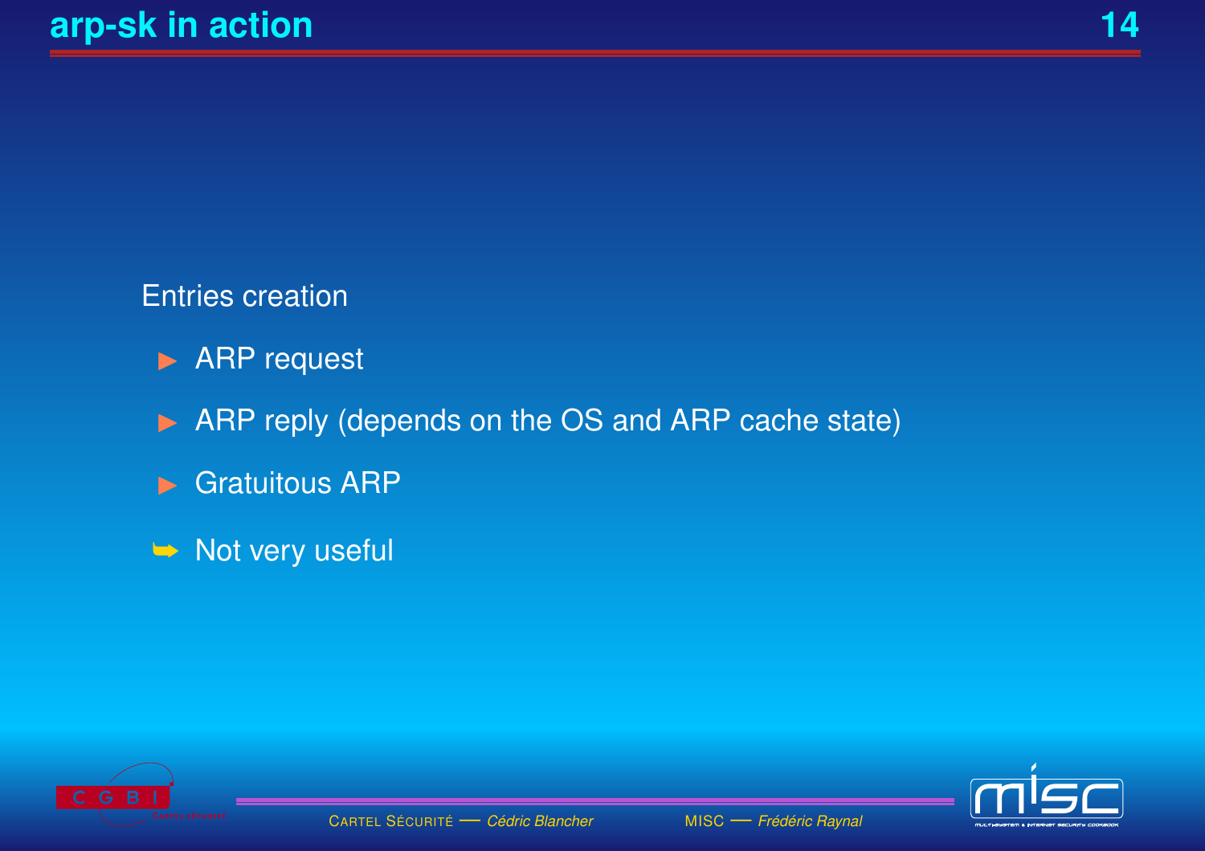# arp-sk in action

Entries creation

- ARP request
- ARP reply (depends on the OS and ARP cache state)
- Gratuitous ARP

➥ Not very useful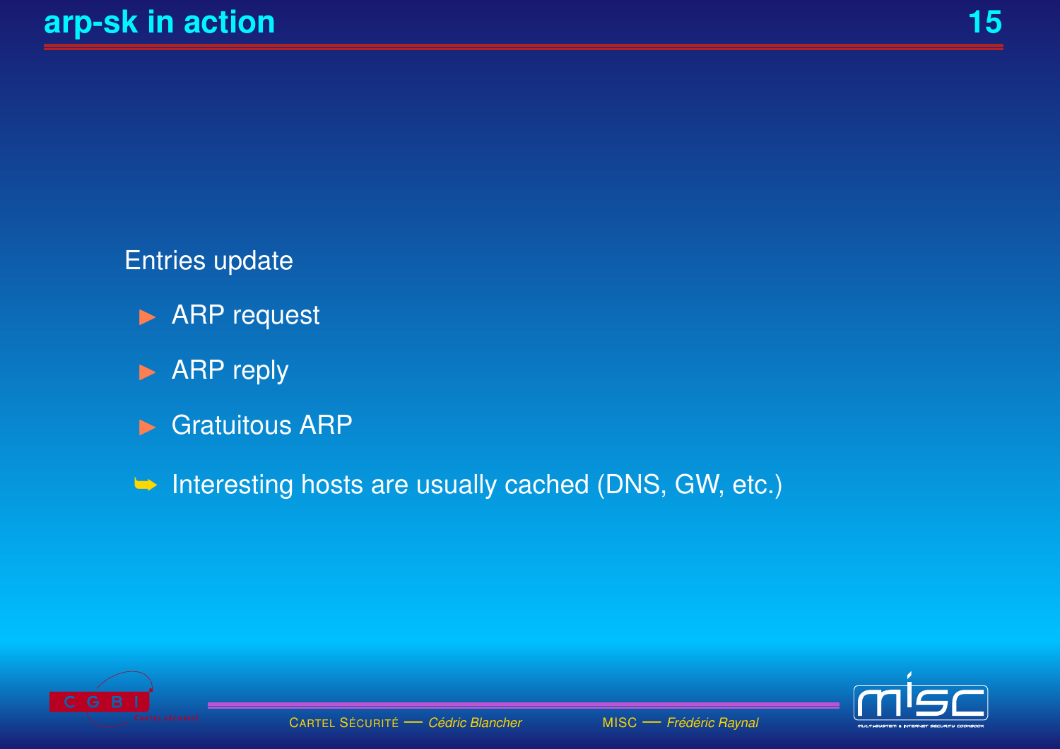## arp-sk in action

Entries update

- ARP request
- ARP reply
- Gratuitous ARP

➥ Interesting hosts are usually cached (DNS, GW, etc.)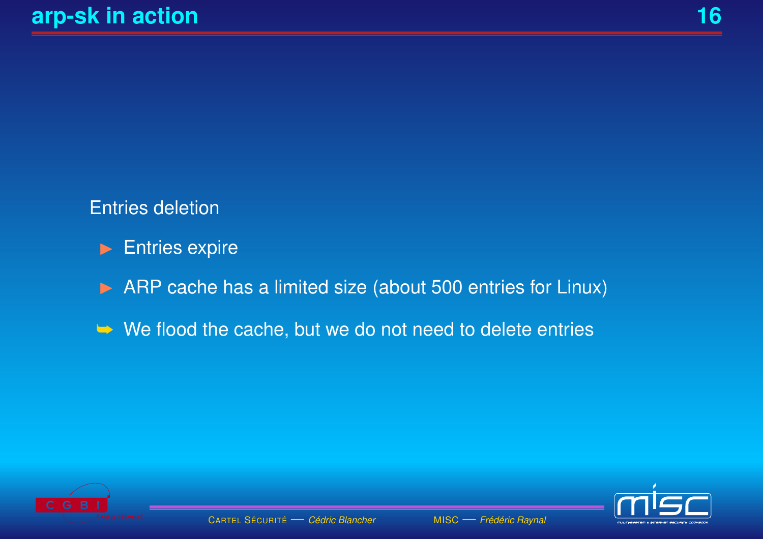# arp-sk in action

Entries deletion

- Entries expire
- ARP cache has a limited size (about 500 entries for Linux)

➥ We flood the cache, but we do not need to delete entries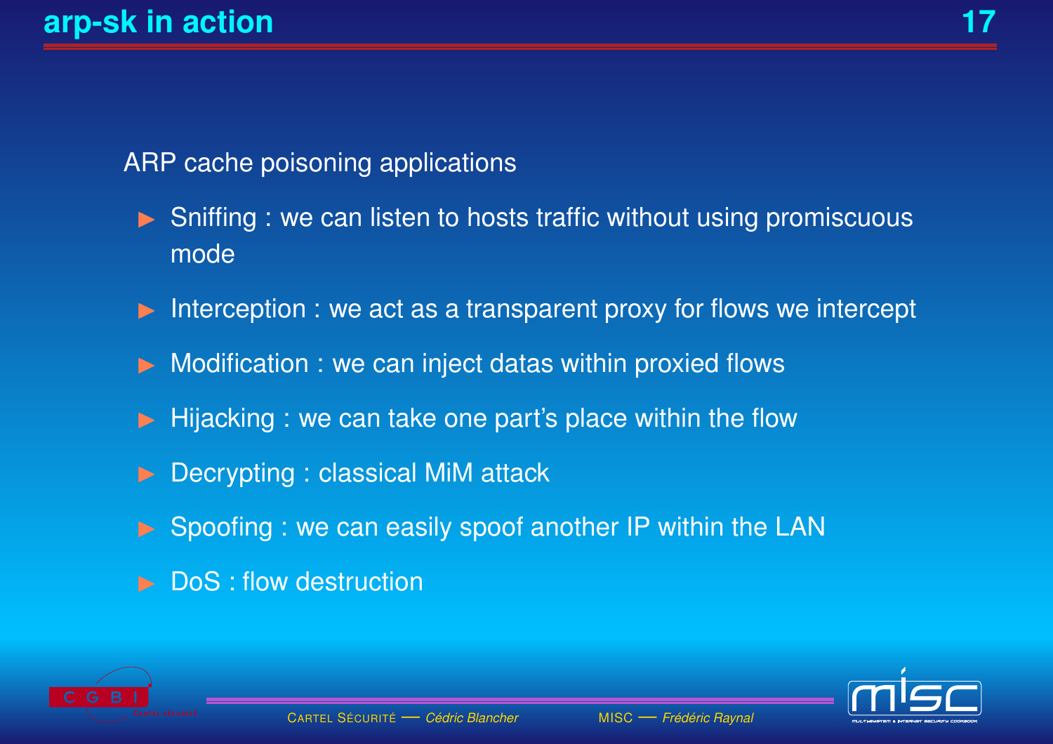# arp-sk in action

ARP cache poisoning applications

- Sniffing : we can listen to hosts traffic without using promiscuous mode
- Interception : we act as a transparent proxy for flows we intercept
- Modification : we can inject datas within proxied flows
- Hijacking : we can take one part's place within the flow
- Decrypting : classical MiM attack
- Spoofing : we can easily spoof another IP within the LAN
- DoS : flow destruction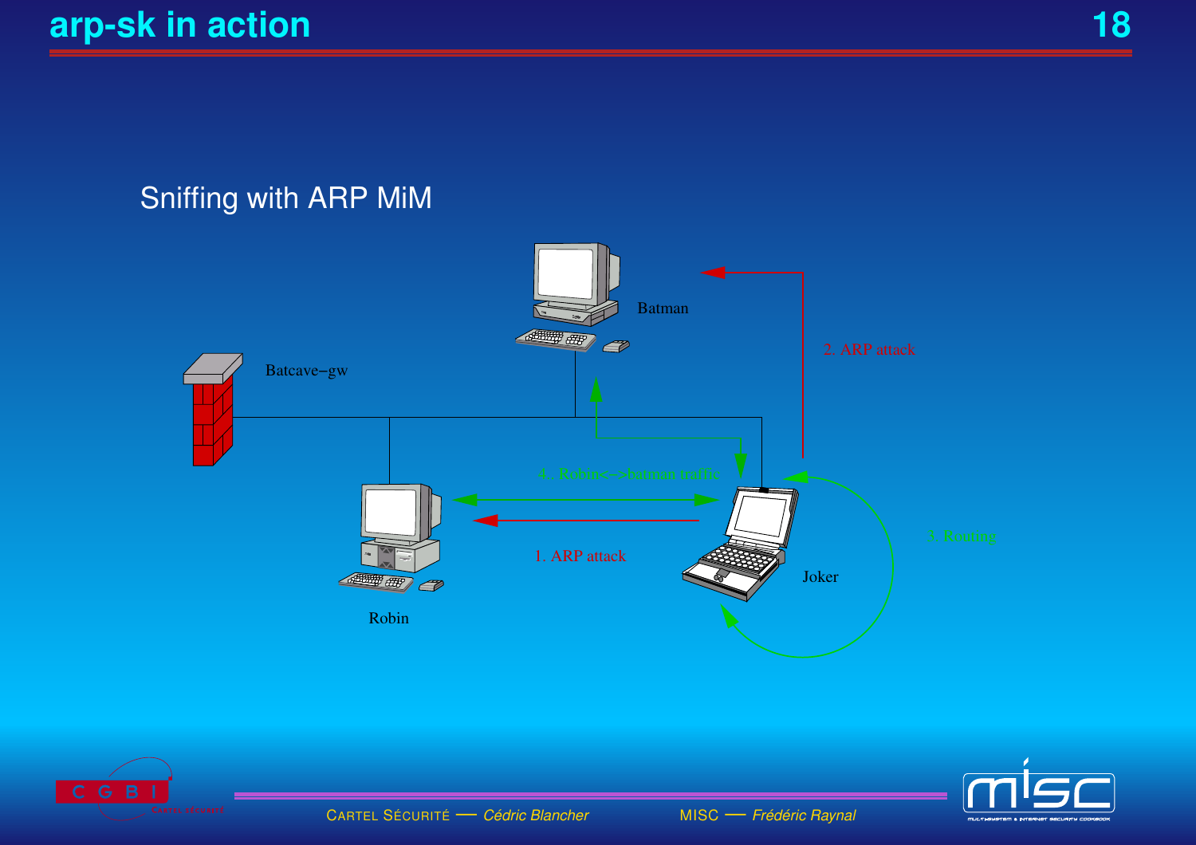# arp-sk in action

Sniffing with ARP MiM

Batman

Batcave−gw

2. ARP attack

4.. Robin<−>batman traffic

1. ARP attack

3. Routing

Joker

Robin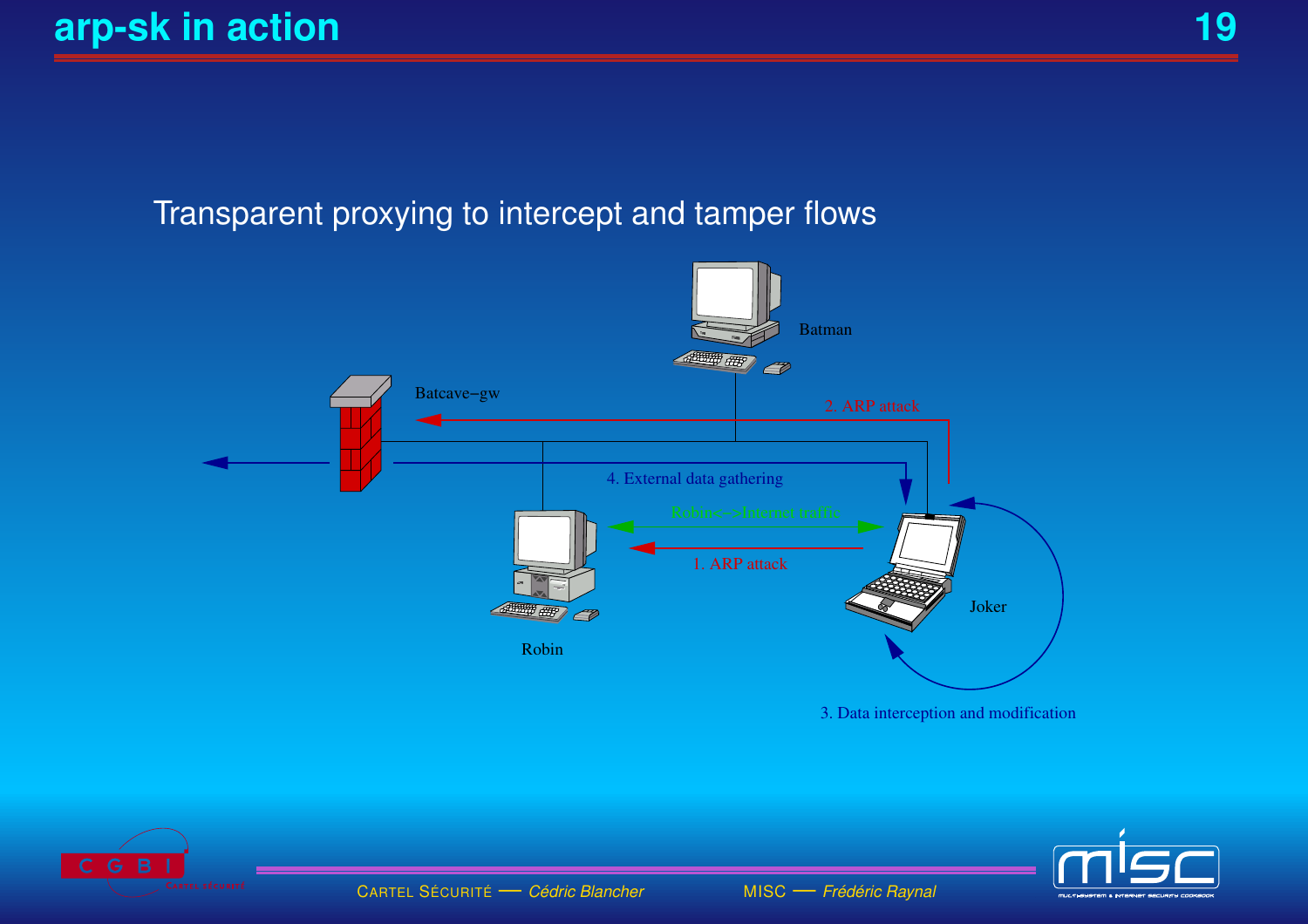# arp-sk in action

Transparent proxying to intercept and tamper flows

Batman

Batcave–gw

2. ARP attack

4. External data gathering

Robin<–>Internet traffic

1. ARP attack

Robin

Joker

3. Data interception and modification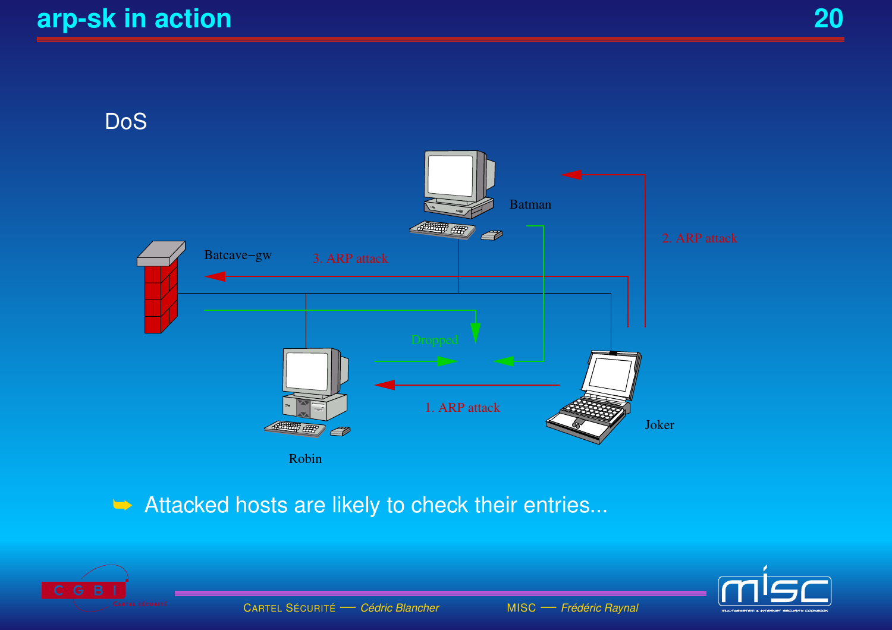# arp-sk in action

## DoS

Batman

Batcave−gw

3. ARP attack

2. ARP attack

Dropped

1. ARP attack

Robin

Joker

➥ Attacked hosts are likely to check their entries...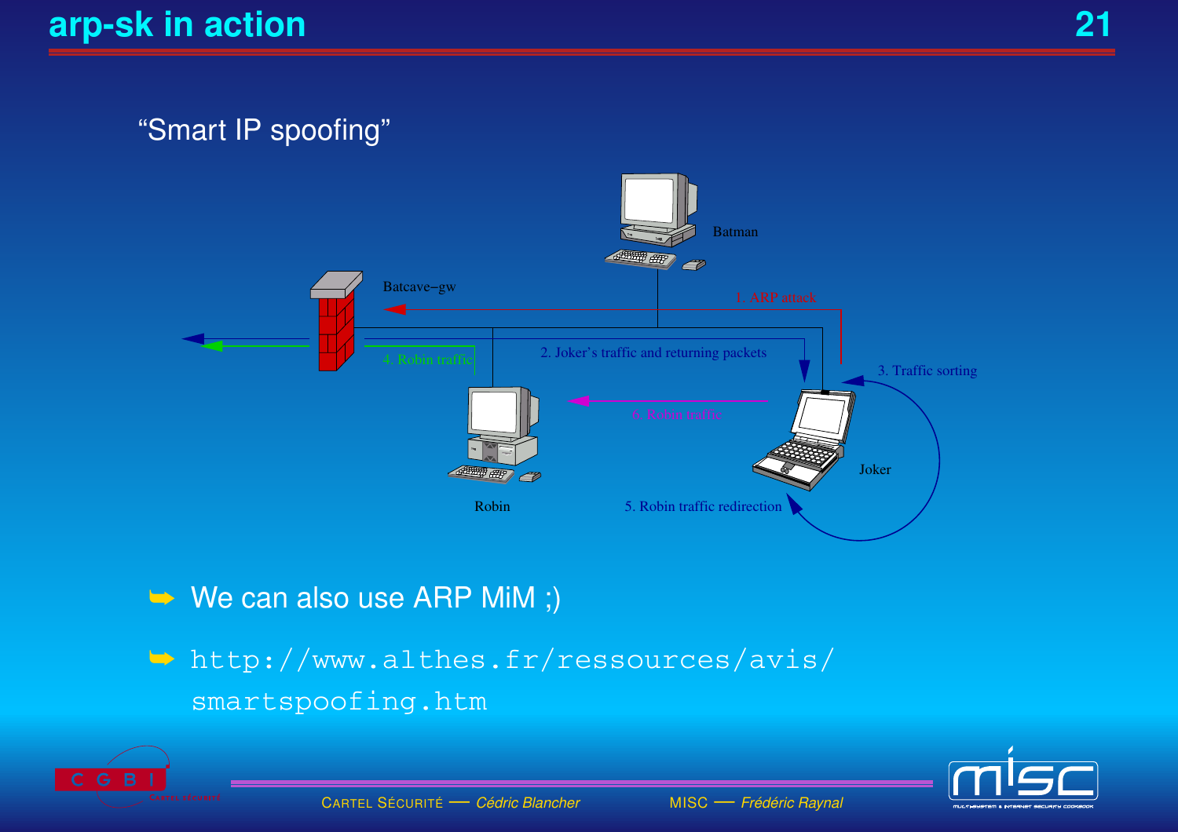# arp-sk in action

"Smart IP spoofing"

Batman

Batcave−gw

1. ARP attack

2. Joker's traffic and returning packets

3. Traffic sorting

4. Robin traffic

5. Robin traffic redirection

6. Robin traffic

Robin

Joker

- We can also use ARP MiM ;)
- `http://www.althes.fr/ressources/avis/smartspoofing.htm`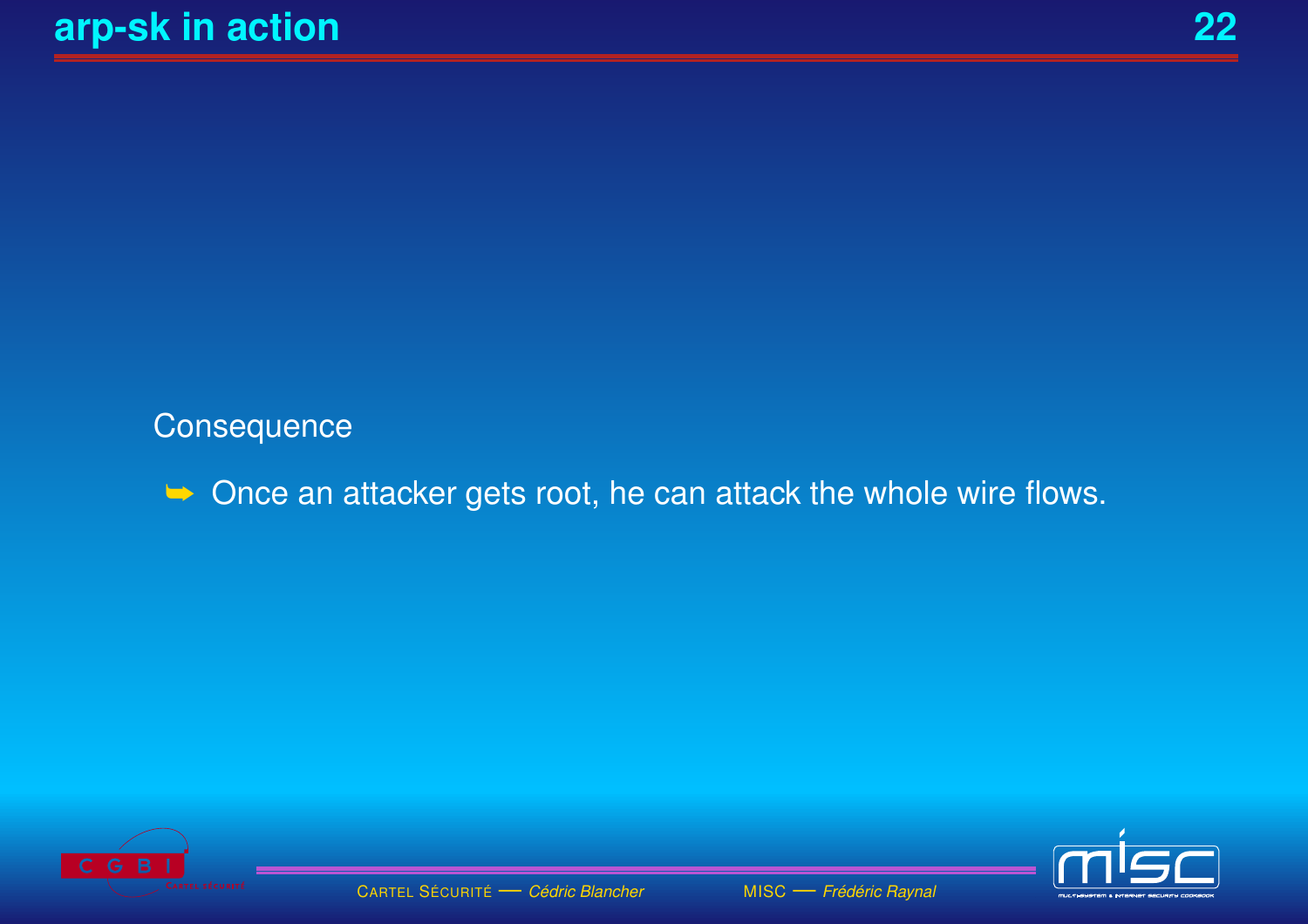# arp-sk in action

Consequence

- Once an attacker gets root, he can attack the whole wire flows.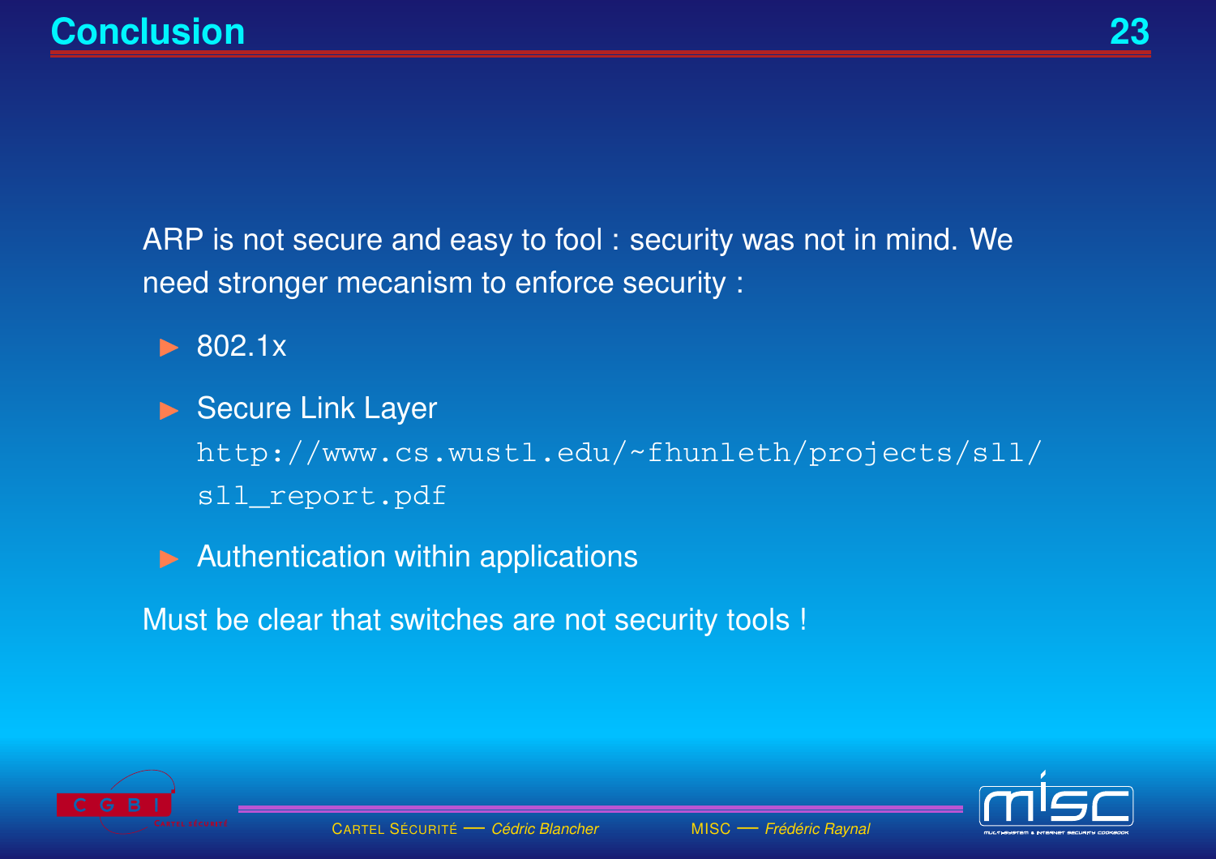# Conclusion

ARP is not secure and easy to fool : security was not in mind. We need stronger mecanism to enforce security :

- 802.1x
- Secure Link Layer
  `http://www.cs.wustl.edu/~fhunleth/projects/sll/sll_report.pdf`
- Authentication within applications

Must be clear that switches are not security tools !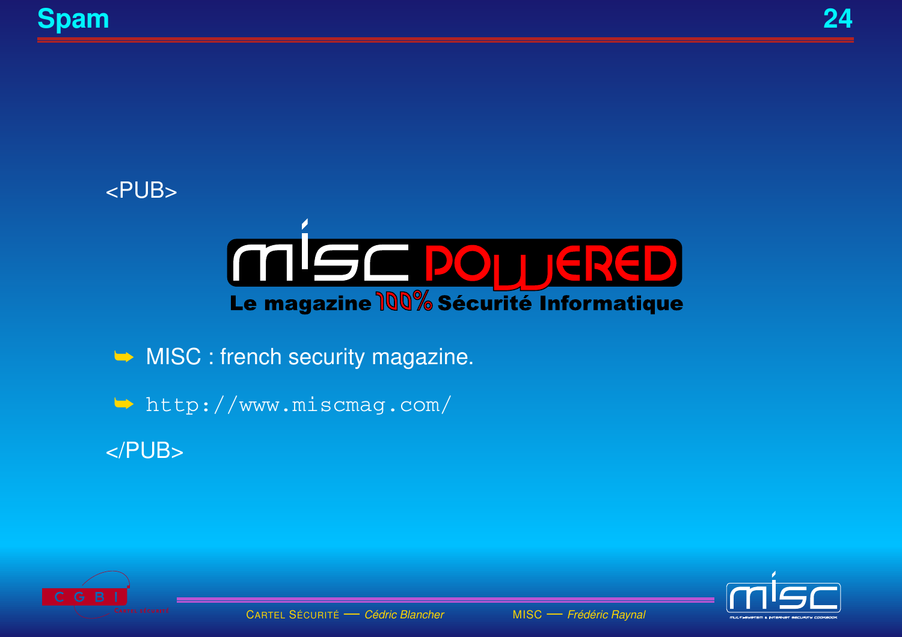## Spam

<PUB>

misc POWERED

Le magazine 100% Sécurité Informatique

- MISC : french security magazine.
- http://www.miscmag.com/

</PUB>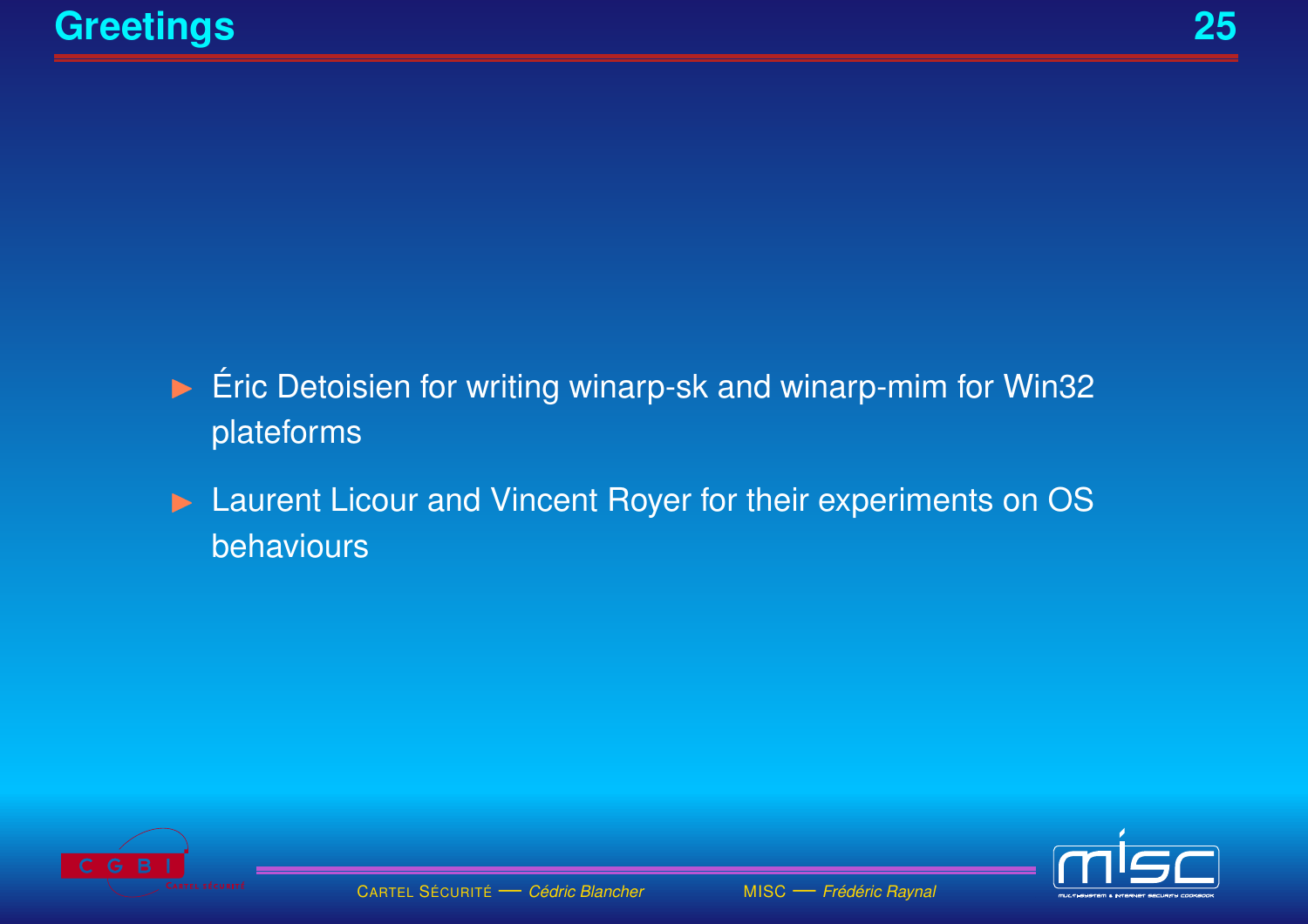# Greetings

- Éric Detoisien for writing winarp-sk and winarp-mim for Win32 plateforms
- Laurent Licour and Vincent Royer for their experiments on OS behaviours